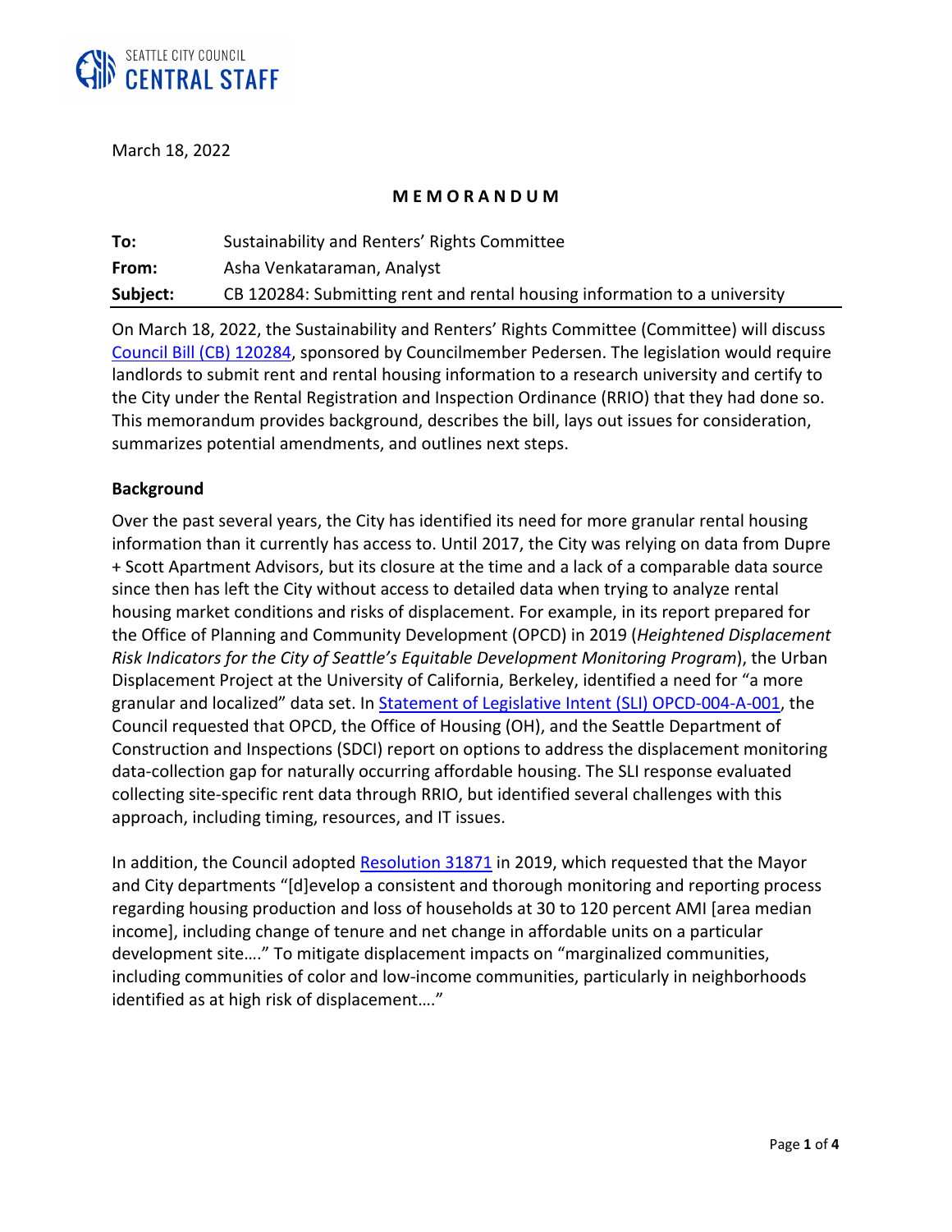SEATTLE CITY COUNCIL
CENTRAL STAFF

March 18, 2022

**MEMORANDUM**

| | |
|---|---|
| **To:** | Sustainability and Renters' Rights Committee |
| **From:** | Asha Venkataraman, Analyst |
| **Subject:** | CB 120284: Submitting rent and rental housing information to a university |

On March 18, 2022, the Sustainability and Renters' Rights Committee (Committee) will discuss Council Bill (CB) 120284, sponsored by Councilmember Pedersen. The legislation would require landlords to submit rent and rental housing information to a research university and certify to the City under the Rental Registration and Inspection Ordinance (RRIO) that they had done so. This memorandum provides background, describes the bill, lays out issues for consideration, summarizes potential amendments, and outlines next steps.

**Background**

Over the past several years, the City has identified its need for more granular rental housing information than it currently has access to. Until 2017, the City was relying on data from Dupre + Scott Apartment Advisors, but its closure at the time and a lack of a comparable data source since then has left the City without access to detailed data when trying to analyze rental housing market conditions and risks of displacement. For example, in its report prepared for the Office of Planning and Community Development (OPCD) in 2019 (*Heightened Displacement Risk Indicators for the City of Seattle's Equitable Development Monitoring Program*), the Urban Displacement Project at the University of California, Berkeley, identified a need for "a more granular and localized" data set. In Statement of Legislative Intent (SLI) OPCD-004-A-001, the Council requested that OPCD, the Office of Housing (OH), and the Seattle Department of Construction and Inspections (SDCI) report on options to address the displacement monitoring data-collection gap for naturally occurring affordable housing. The SLI response evaluated collecting site-specific rent data through RRIO, but identified several challenges with this approach, including timing, resources, and IT issues.

In addition, the Council adopted Resolution 31871 in 2019, which requested that the Mayor and City departments "[d]evelop a consistent and thorough monitoring and reporting process regarding housing production and loss of households at 30 to 120 percent AMI [area median income], including change of tenure and net change in affordable units on a particular development site…." To mitigate displacement impacts on "marginalized communities, including communities of color and low-income communities, particularly in neighborhoods identified as at high risk of displacement…."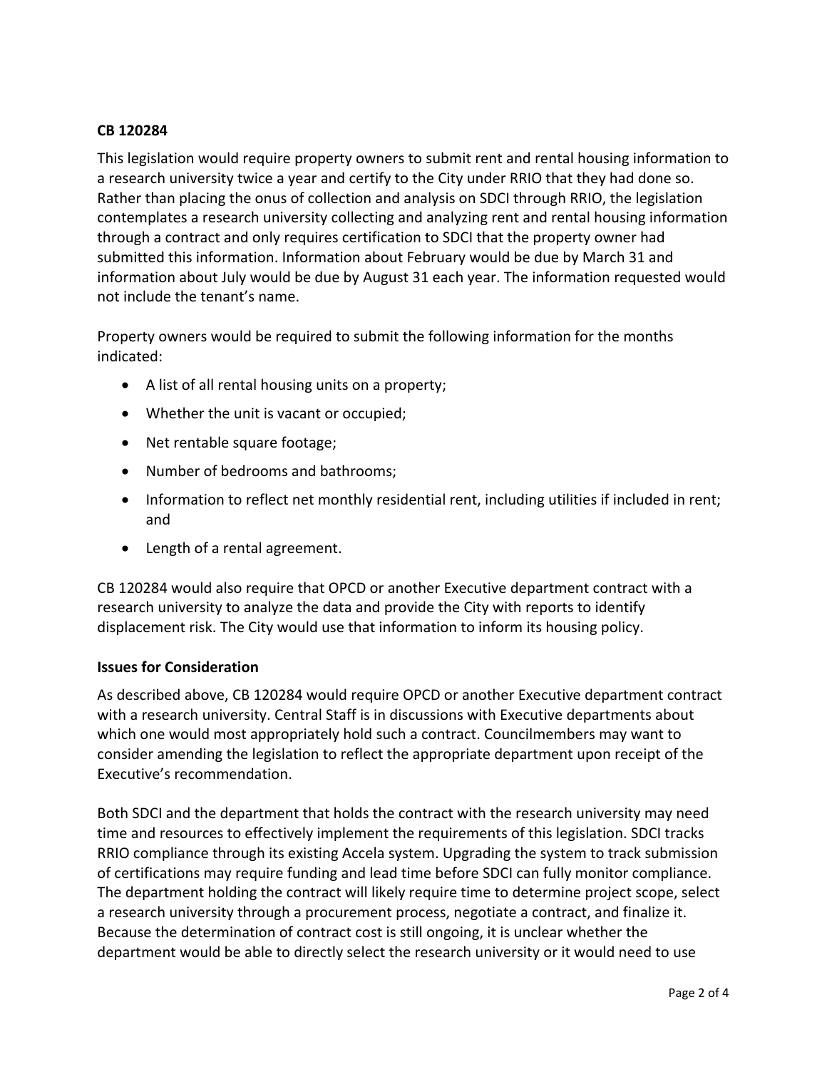**CB 120284**

This legislation would require property owners to submit rent and rental housing information to a research university twice a year and certify to the City under RRIO that they had done so. Rather than placing the onus of collection and analysis on SDCI through RRIO, the legislation contemplates a research university collecting and analyzing rent and rental housing information through a contract and only requires certification to SDCI that the property owner had submitted this information. Information about February would be due by March 31 and information about July would be due by August 31 each year. The information requested would not include the tenant's name.

Property owners would be required to submit the following information for the months indicated:

- A list of all rental housing units on a property;
- Whether the unit is vacant or occupied;
- Net rentable square footage;
- Number of bedrooms and bathrooms;
- Information to reflect net monthly residential rent, including utilities if included in rent; and
- Length of a rental agreement.

CB 120284 would also require that OPCD or another Executive department contract with a research university to analyze the data and provide the City with reports to identify displacement risk. The City would use that information to inform its housing policy.

**Issues for Consideration**

As described above, CB 120284 would require OPCD or another Executive department contract with a research university. Central Staff is in discussions with Executive departments about which one would most appropriately hold such a contract. Councilmembers may want to consider amending the legislation to reflect the appropriate department upon receipt of the Executive's recommendation.

Both SDCI and the department that holds the contract with the research university may need time and resources to effectively implement the requirements of this legislation. SDCI tracks RRIO compliance through its existing Accela system. Upgrading the system to track submission of certifications may require funding and lead time before SDCI can fully monitor compliance. The department holding the contract will likely require time to determine project scope, select a research university through a procurement process, negotiate a contract, and finalize it. Because the determination of contract cost is still ongoing, it is unclear whether the department would be able to directly select the research university or it would need to use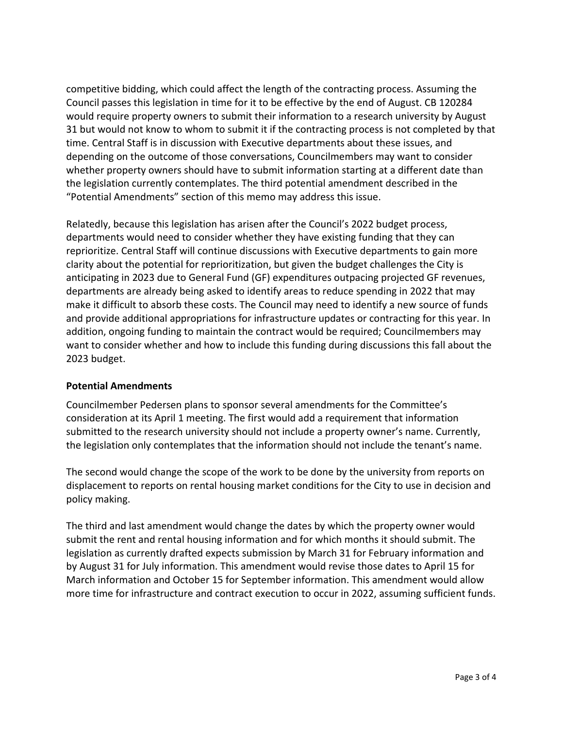competitive bidding, which could affect the length of the contracting process. Assuming the Council passes this legislation in time for it to be effective by the end of August. CB 120284 would require property owners to submit their information to a research university by August 31 but would not know to whom to submit it if the contracting process is not completed by that time. Central Staff is in discussion with Executive departments about these issues, and depending on the outcome of those conversations, Councilmembers may want to consider whether property owners should have to submit information starting at a different date than the legislation currently contemplates. The third potential amendment described in the "Potential Amendments" section of this memo may address this issue.

Relatedly, because this legislation has arisen after the Council's 2022 budget process, departments would need to consider whether they have existing funding that they can reprioritize. Central Staff will continue discussions with Executive departments to gain more clarity about the potential for reprioritization, but given the budget challenges the City is anticipating in 2023 due to General Fund (GF) expenditures outpacing projected GF revenues, departments are already being asked to identify areas to reduce spending in 2022 that may make it difficult to absorb these costs. The Council may need to identify a new source of funds and provide additional appropriations for infrastructure updates or contracting for this year. In addition, ongoing funding to maintain the contract would be required; Councilmembers may want to consider whether and how to include this funding during discussions this fall about the 2023 budget.

**Potential Amendments**

Councilmember Pedersen plans to sponsor several amendments for the Committee's consideration at its April 1 meeting. The first would add a requirement that information submitted to the research university should not include a property owner's name. Currently, the legislation only contemplates that the information should not include the tenant's name.

The second would change the scope of the work to be done by the university from reports on displacement to reports on rental housing market conditions for the City to use in decision and policy making.

The third and last amendment would change the dates by which the property owner would submit the rent and rental housing information and for which months it should submit. The legislation as currently drafted expects submission by March 31 for February information and by August 31 for July information. This amendment would revise those dates to April 15 for March information and October 15 for September information. This amendment would allow more time for infrastructure and contract execution to occur in 2022, assuming sufficient funds.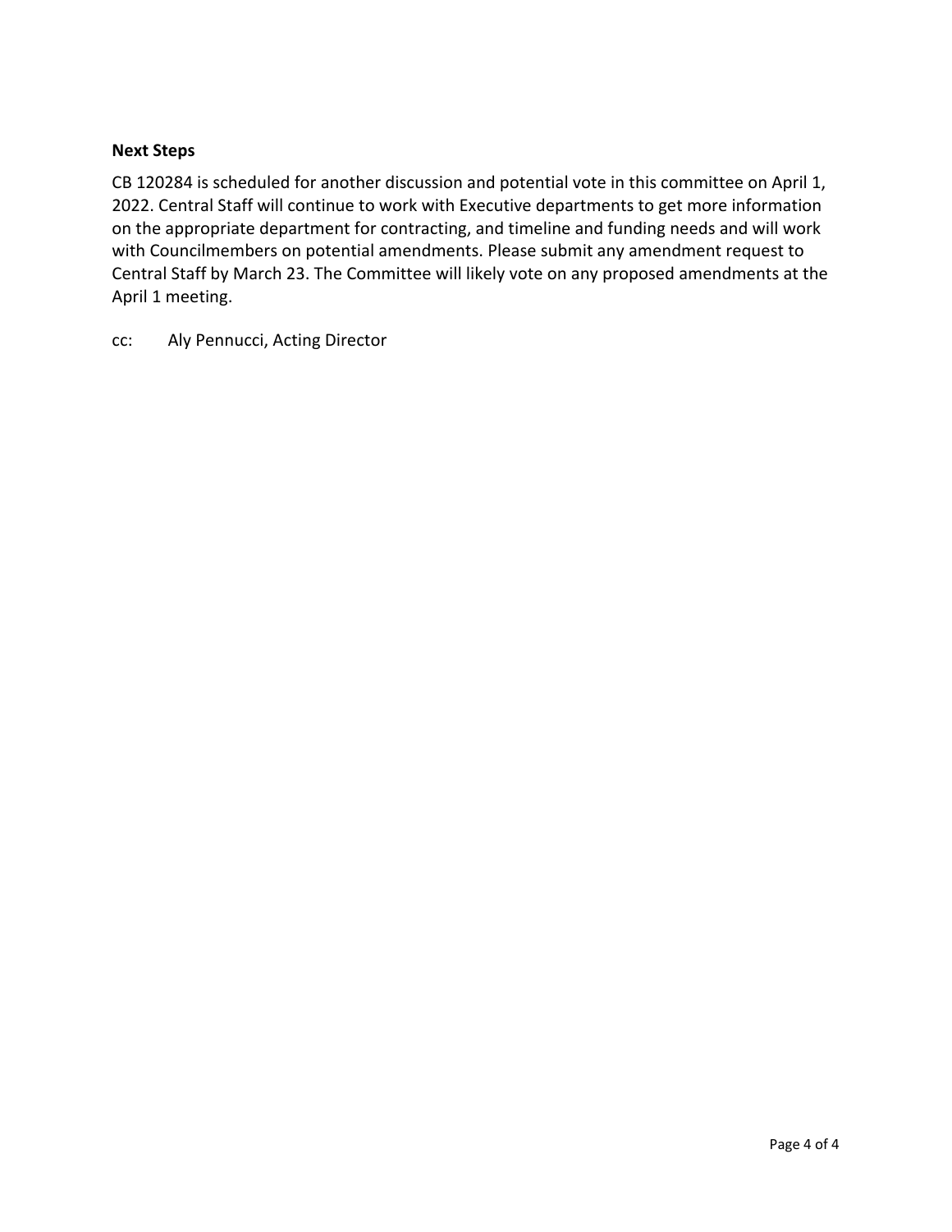### Next Steps

CB 120284 is scheduled for another discussion and potential vote in this committee on April 1, 2022. Central Staff will continue to work with Executive departments to get more information on the appropriate department for contracting, and timeline and funding needs and will work with Councilmembers on potential amendments. Please submit any amendment request to Central Staff by March 23. The Committee will likely vote on any proposed amendments at the April 1 meeting.

cc: Aly Pennucci, Acting Director